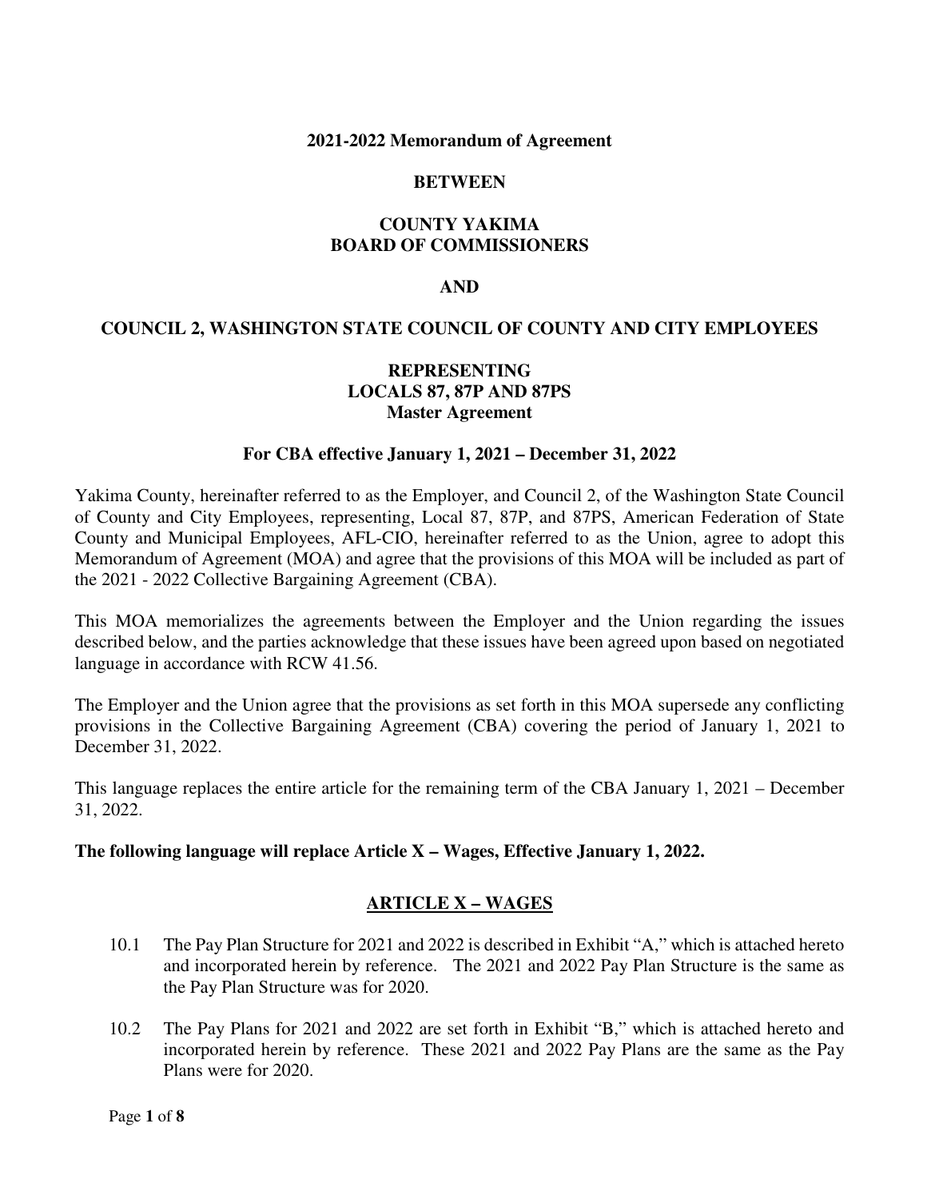**2021-2022 Memorandum of Agreement**

**BETWEEN**

**COUNTY YAKIMA**
**BOARD OF COMMISSIONERS**

**AND**

**COUNCIL 2, WASHINGTON STATE COUNCIL OF COUNTY AND CITY EMPLOYEES**

**REPRESENTING**
**LOCALS 87, 87P AND 87PS**
**Master Agreement**

**For CBA effective January 1, 2021 – December 31, 2022**

Yakima County, hereinafter referred to as the Employer, and Council 2, of the Washington State Council of County and City Employees, representing, Local 87, 87P, and 87PS, American Federation of State County and Municipal Employees, AFL-CIO, hereinafter referred to as the Union, agree to adopt this Memorandum of Agreement (MOA) and agree that the provisions of this MOA will be included as part of the 2021 - 2022 Collective Bargaining Agreement (CBA).

This MOA memorializes the agreements between the Employer and the Union regarding the issues described below, and the parties acknowledge that these issues have been agreed upon based on negotiated language in accordance with RCW 41.56.

The Employer and the Union agree that the provisions as set forth in this MOA supersede any conflicting provisions in the Collective Bargaining Agreement (CBA) covering the period of January 1, 2021 to December 31, 2022.

This language replaces the entire article for the remaining term of the CBA January 1, 2021 – December 31, 2022.

**The following language will replace Article X – Wages, Effective January 1, 2022.**

## ARTICLE X – WAGES

10.1 The Pay Plan Structure for 2021 and 2022 is described in Exhibit "A," which is attached hereto and incorporated herein by reference. The 2021 and 2022 Pay Plan Structure is the same as the Pay Plan Structure was for 2020.

10.2 The Pay Plans for 2021 and 2022 are set forth in Exhibit "B," which is attached hereto and incorporated herein by reference. These 2021 and 2022 Pay Plans are the same as the Pay Plans were for 2020.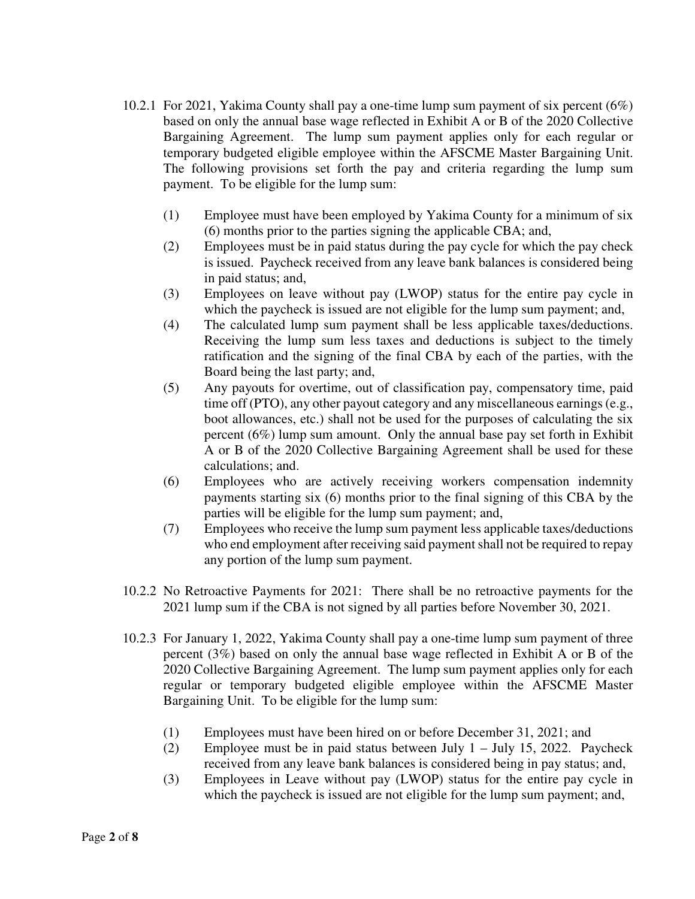10.2.1 For 2021, Yakima County shall pay a one-time lump sum payment of six percent (6%) based on only the annual base wage reflected in Exhibit A or B of the 2020 Collective Bargaining Agreement. The lump sum payment applies only for each regular or temporary budgeted eligible employee within the AFSCME Master Bargaining Unit. The following provisions set forth the pay and criteria regarding the lump sum payment. To be eligible for the lump sum:

(1) Employee must have been employed by Yakima County for a minimum of six (6) months prior to the parties signing the applicable CBA; and,

(2) Employees must be in paid status during the pay cycle for which the pay check is issued. Paycheck received from any leave bank balances is considered being in paid status; and,

(3) Employees on leave without pay (LWOP) status for the entire pay cycle in which the paycheck is issued are not eligible for the lump sum payment; and,

(4) The calculated lump sum payment shall be less applicable taxes/deductions. Receiving the lump sum less taxes and deductions is subject to the timely ratification and the signing of the final CBA by each of the parties, with the Board being the last party; and,

(5) Any payouts for overtime, out of classification pay, compensatory time, paid time off (PTO), any other payout category and any miscellaneous earnings (e.g., boot allowances, etc.) shall not be used for the purposes of calculating the six percent (6%) lump sum amount. Only the annual base pay set forth in Exhibit A or B of the 2020 Collective Bargaining Agreement shall be used for these calculations; and.

(6) Employees who are actively receiving workers compensation indemnity payments starting six (6) months prior to the final signing of this CBA by the parties will be eligible for the lump sum payment; and,

(7) Employees who receive the lump sum payment less applicable taxes/deductions who end employment after receiving said payment shall not be required to repay any portion of the lump sum payment.

10.2.2 No Retroactive Payments for 2021: There shall be no retroactive payments for the 2021 lump sum if the CBA is not signed by all parties before November 30, 2021.

10.2.3 For January 1, 2022, Yakima County shall pay a one-time lump sum payment of three percent (3%) based on only the annual base wage reflected in Exhibit A or B of the 2020 Collective Bargaining Agreement. The lump sum payment applies only for each regular or temporary budgeted eligible employee within the AFSCME Master Bargaining Unit. To be eligible for the lump sum:

(1) Employees must have been hired on or before December 31, 2021; and

(2) Employee must be in paid status between July 1 – July 15, 2022. Paycheck received from any leave bank balances is considered being in pay status; and,

(3) Employees in Leave without pay (LWOP) status for the entire pay cycle in which the paycheck is issued are not eligible for the lump sum payment; and,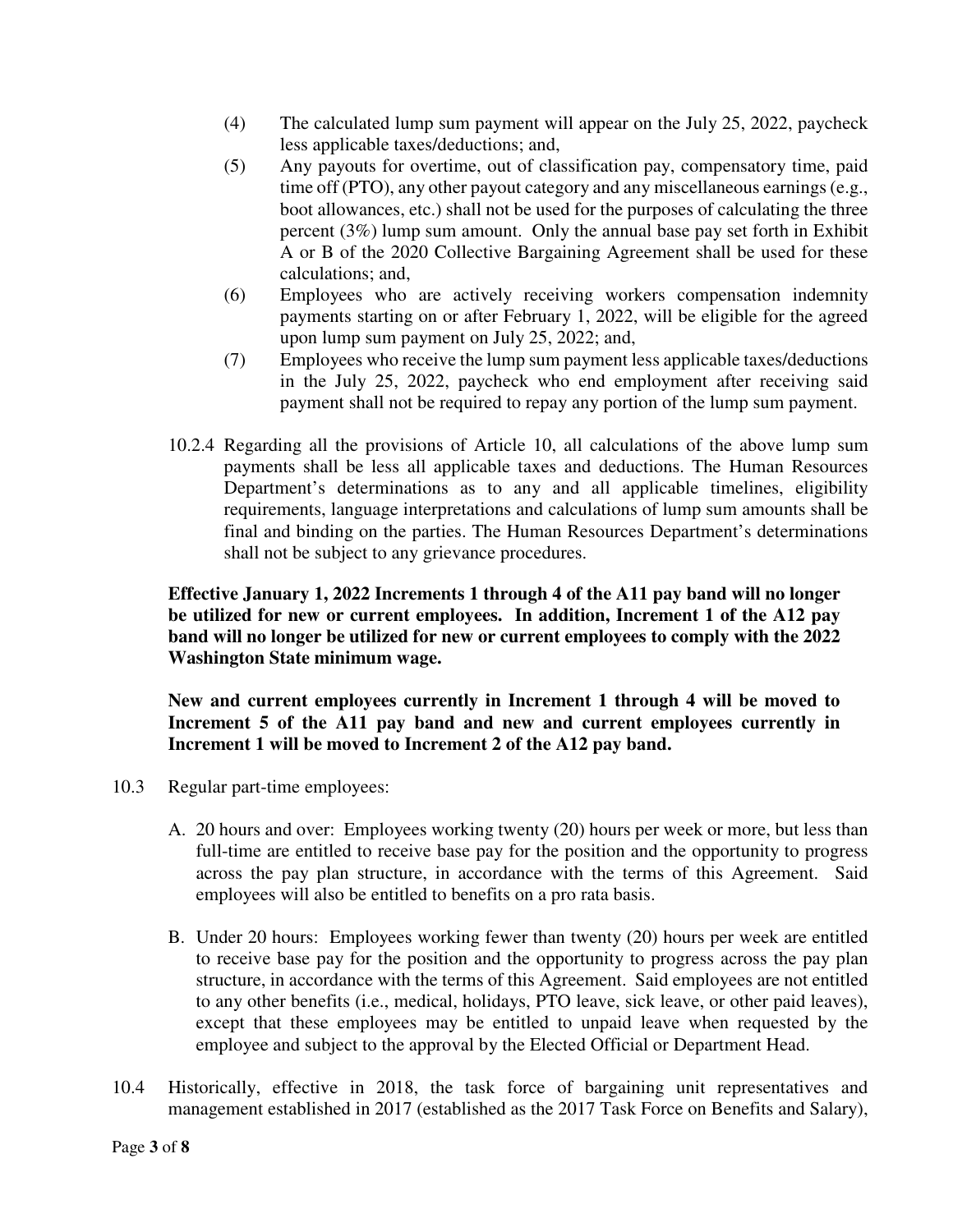(4) The calculated lump sum payment will appear on the July 25, 2022, paycheck less applicable taxes/deductions; and,

(5) Any payouts for overtime, out of classification pay, compensatory time, paid time off (PTO), any other payout category and any miscellaneous earnings (e.g., boot allowances, etc.) shall not be used for the purposes of calculating the three percent (3%) lump sum amount. Only the annual base pay set forth in Exhibit A or B of the 2020 Collective Bargaining Agreement shall be used for these calculations; and,

(6) Employees who are actively receiving workers compensation indemnity payments starting on or after February 1, 2022, will be eligible for the agreed upon lump sum payment on July 25, 2022; and,

(7) Employees who receive the lump sum payment less applicable taxes/deductions in the July 25, 2022, paycheck who end employment after receiving said payment shall not be required to repay any portion of the lump sum payment.

10.2.4 Regarding all the provisions of Article 10, all calculations of the above lump sum payments shall be less all applicable taxes and deductions. The Human Resources Department's determinations as to any and all applicable timelines, eligibility requirements, language interpretations and calculations of lump sum amounts shall be final and binding on the parties. The Human Resources Department's determinations shall not be subject to any grievance procedures.

**Effective January 1, 2022 Increments 1 through 4 of the A11 pay band will no longer be utilized for new or current employees. In addition, Increment 1 of the A12 pay band will no longer be utilized for new or current employees to comply with the 2022 Washington State minimum wage.**

**New and current employees currently in Increment 1 through 4 will be moved to Increment 5 of the A11 pay band and new and current employees currently in Increment 1 will be moved to Increment 2 of the A12 pay band.**

10.3 Regular part-time employees:

A. 20 hours and over: Employees working twenty (20) hours per week or more, but less than full-time are entitled to receive base pay for the position and the opportunity to progress across the pay plan structure, in accordance with the terms of this Agreement. Said employees will also be entitled to benefits on a pro rata basis.

B. Under 20 hours: Employees working fewer than twenty (20) hours per week are entitled to receive base pay for the position and the opportunity to progress across the pay plan structure, in accordance with the terms of this Agreement. Said employees are not entitled to any other benefits (i.e., medical, holidays, PTO leave, sick leave, or other paid leaves), except that these employees may be entitled to unpaid leave when requested by the employee and subject to the approval by the Elected Official or Department Head.

10.4 Historically, effective in 2018, the task force of bargaining unit representatives and management established in 2017 (established as the 2017 Task Force on Benefits and Salary),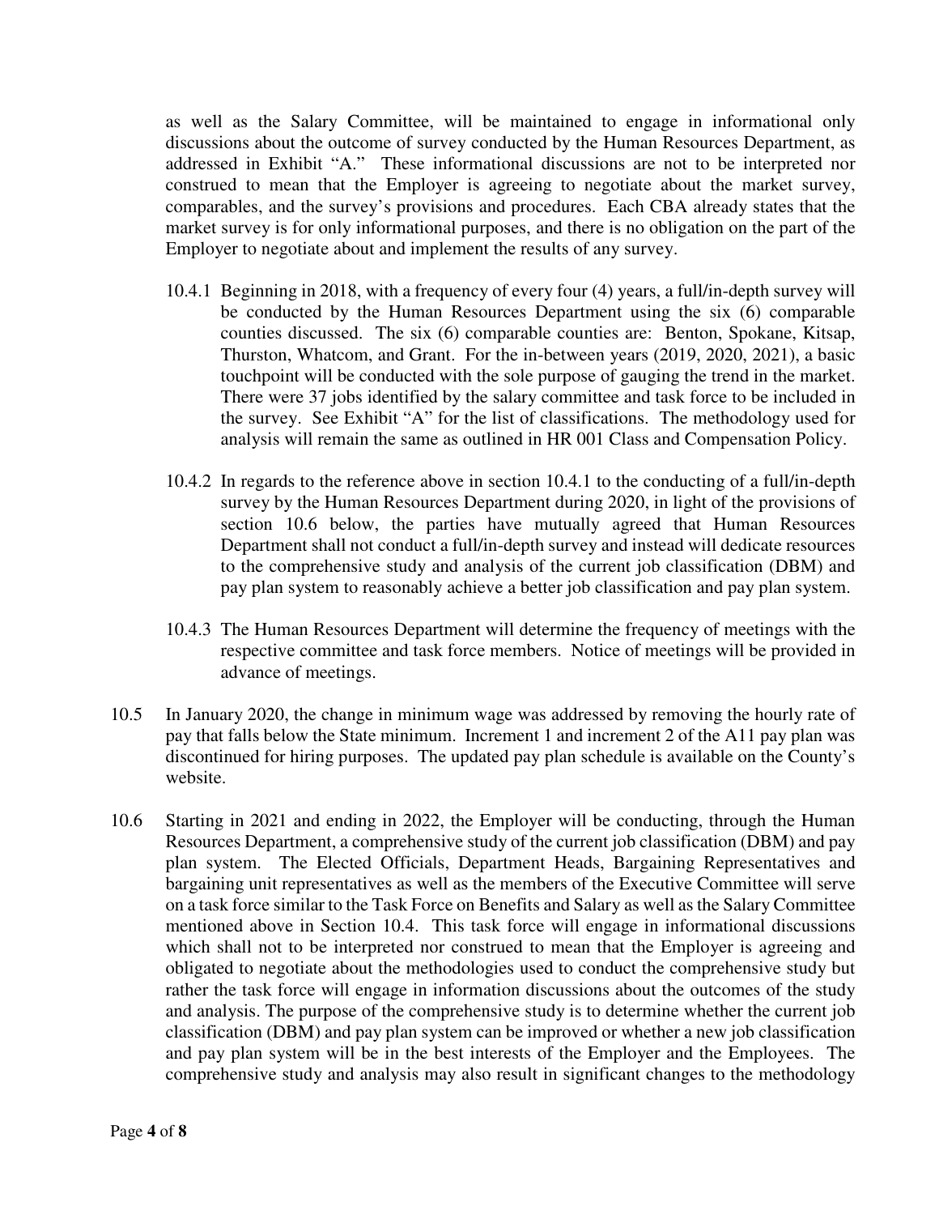as well as the Salary Committee, will be maintained to engage in informational only discussions about the outcome of survey conducted by the Human Resources Department, as addressed in Exhibit "A." These informational discussions are not to be interpreted nor construed to mean that the Employer is agreeing to negotiate about the market survey, comparables, and the survey's provisions and procedures. Each CBA already states that the market survey is for only informational purposes, and there is no obligation on the part of the Employer to negotiate about and implement the results of any survey.

10.4.1 Beginning in 2018, with a frequency of every four (4) years, a full/in-depth survey will be conducted by the Human Resources Department using the six (6) comparable counties discussed. The six (6) comparable counties are: Benton, Spokane, Kitsap, Thurston, Whatcom, and Grant. For the in-between years (2019, 2020, 2021), a basic touchpoint will be conducted with the sole purpose of gauging the trend in the market. There were 37 jobs identified by the salary committee and task force to be included in the survey. See Exhibit "A" for the list of classifications. The methodology used for analysis will remain the same as outlined in HR 001 Class and Compensation Policy.

10.4.2 In regards to the reference above in section 10.4.1 to the conducting of a full/in-depth survey by the Human Resources Department during 2020, in light of the provisions of section 10.6 below, the parties have mutually agreed that Human Resources Department shall not conduct a full/in-depth survey and instead will dedicate resources to the comprehensive study and analysis of the current job classification (DBM) and pay plan system to reasonably achieve a better job classification and pay plan system.

10.4.3 The Human Resources Department will determine the frequency of meetings with the respective committee and task force members. Notice of meetings will be provided in advance of meetings.

10.5 In January 2020, the change in minimum wage was addressed by removing the hourly rate of pay that falls below the State minimum. Increment 1 and increment 2 of the A11 pay plan was discontinued for hiring purposes. The updated pay plan schedule is available on the County's website.

10.6 Starting in 2021 and ending in 2022, the Employer will be conducting, through the Human Resources Department, a comprehensive study of the current job classification (DBM) and pay plan system. The Elected Officials, Department Heads, Bargaining Representatives and bargaining unit representatives as well as the members of the Executive Committee will serve on a task force similar to the Task Force on Benefits and Salary as well as the Salary Committee mentioned above in Section 10.4. This task force will engage in informational discussions which shall not to be interpreted nor construed to mean that the Employer is agreeing and obligated to negotiate about the methodologies used to conduct the comprehensive study but rather the task force will engage in information discussions about the outcomes of the study and analysis. The purpose of the comprehensive study is to determine whether the current job classification (DBM) and pay plan system can be improved or whether a new job classification and pay plan system will be in the best interests of the Employer and the Employees. The comprehensive study and analysis may also result in significant changes to the methodology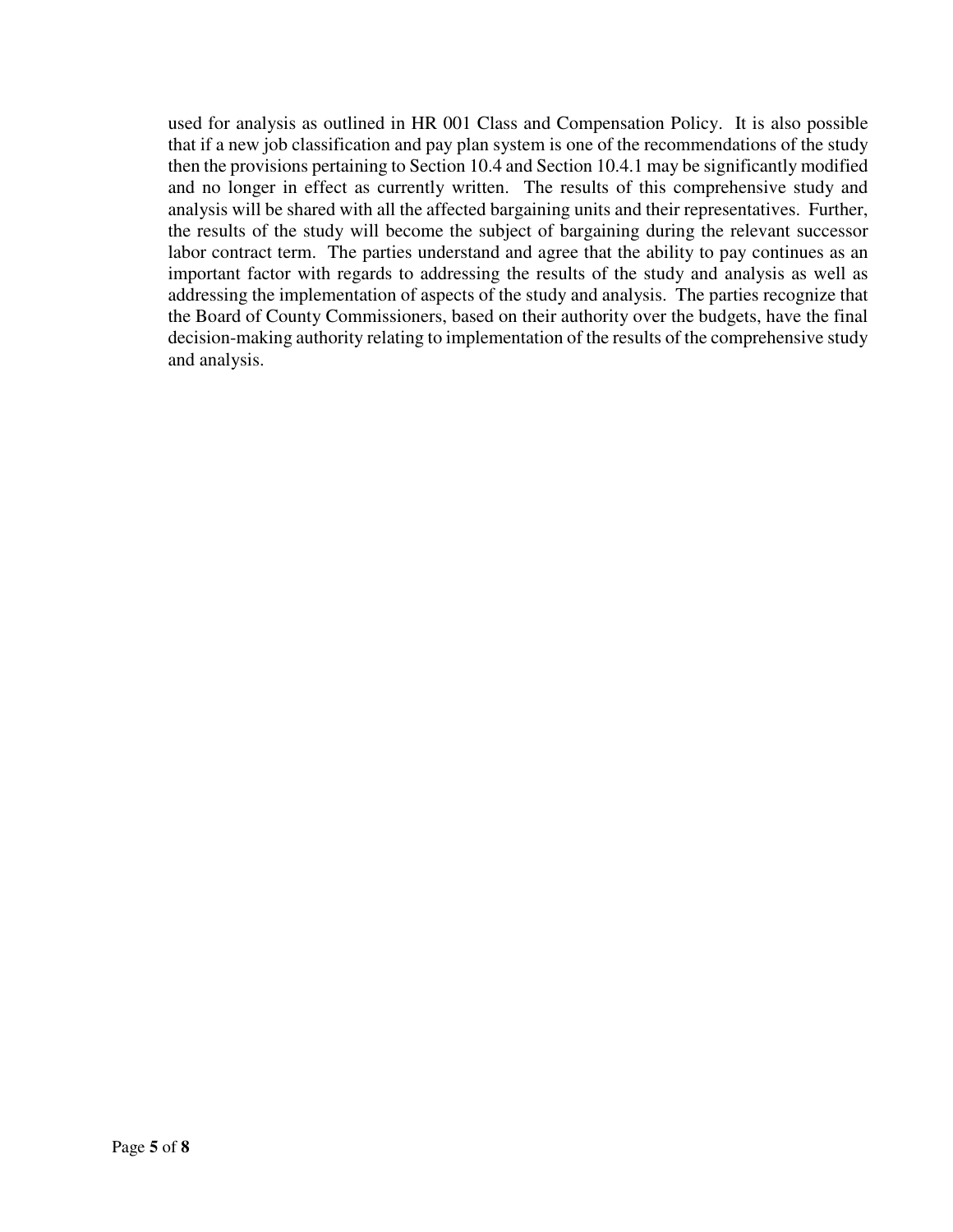used for analysis as outlined in HR 001 Class and Compensation Policy. It is also possible that if a new job classification and pay plan system is one of the recommendations of the study then the provisions pertaining to Section 10.4 and Section 10.4.1 may be significantly modified and no longer in effect as currently written. The results of this comprehensive study and analysis will be shared with all the affected bargaining units and their representatives. Further, the results of the study will become the subject of bargaining during the relevant successor labor contract term. The parties understand and agree that the ability to pay continues as an important factor with regards to addressing the results of the study and analysis as well as addressing the implementation of aspects of the study and analysis. The parties recognize that the Board of County Commissioners, based on their authority over the budgets, have the final decision-making authority relating to implementation of the results of the comprehensive study and analysis.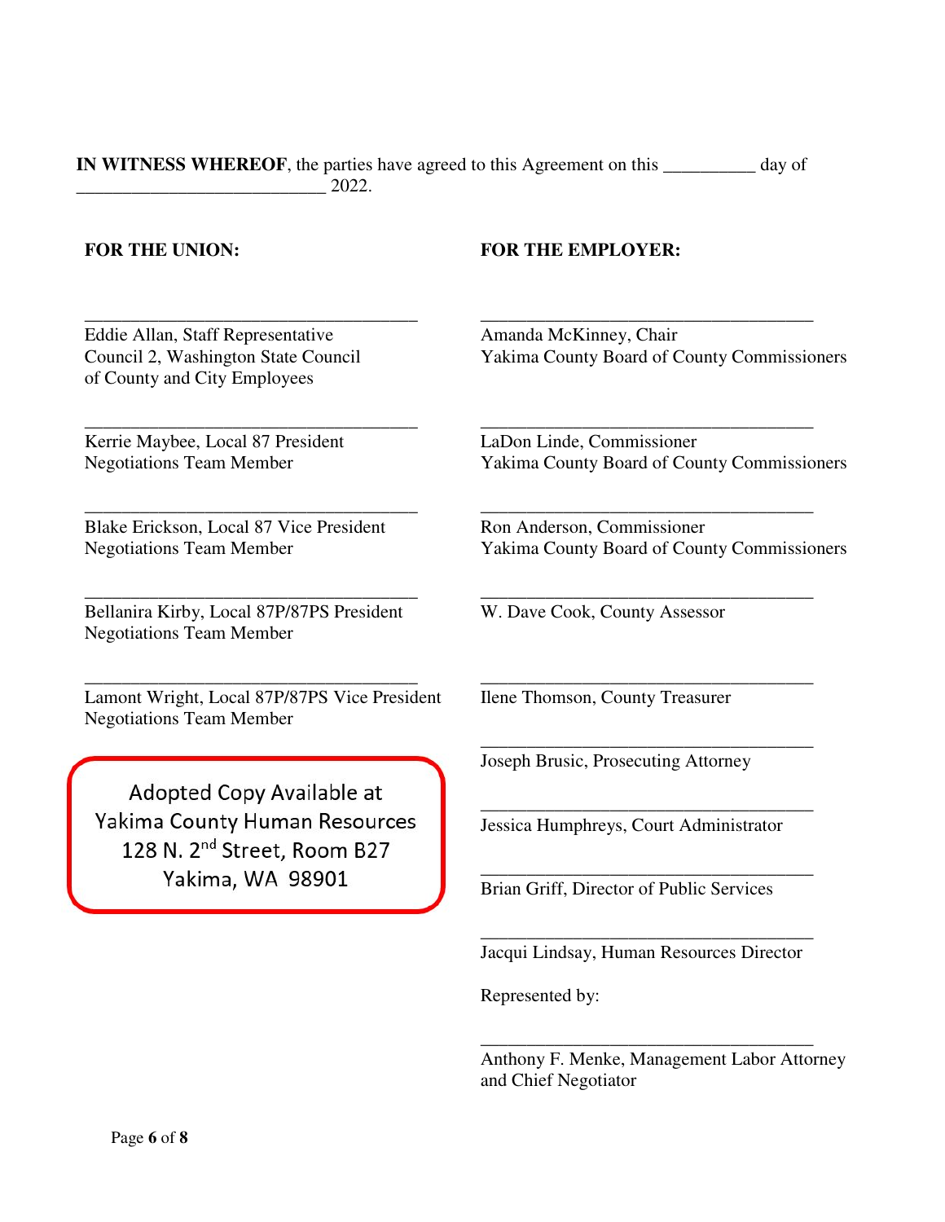**IN WITNESS WHEREOF**, the parties have agreed to this Agreement on this __________ day of ___________________________ 2022.

**FOR THE UNION:**

_____________________________________
Eddie Allan, Staff Representative
Council 2, Washington State Council
of County and City Employees

_____________________________________
Kerrie Maybee, Local 87 President
Negotiations Team Member

_____________________________________
Blake Erickson, Local 87 Vice President
Negotiations Team Member

_____________________________________
Bellanira Kirby, Local 87P/87PS President
Negotiations Team Member

_____________________________________
Lamont Wright, Local 87P/87PS Vice President
Negotiations Team Member

Adopted Copy Available at
Yakima County Human Resources
128 N. 2nd Street, Room B27
Yakima, WA 98901

**FOR THE EMPLOYER:**

_____________________________________
Amanda McKinney, Chair
Yakima County Board of County Commissioners

_____________________________________
LaDon Linde, Commissioner
Yakima County Board of County Commissioners

_____________________________________
Ron Anderson, Commissioner
Yakima County Board of County Commissioners

_____________________________________
W. Dave Cook, County Assessor

_____________________________________
Ilene Thomson, County Treasurer

_____________________________________
Joseph Brusic, Prosecuting Attorney

_____________________________________
Jessica Humphreys, Court Administrator

_____________________________________
Brian Griff, Director of Public Services

_____________________________________
Jacqui Lindsay, Human Resources Director

Represented by:

_____________________________________
Anthony F. Menke, Management Labor Attorney
and Chief Negotiator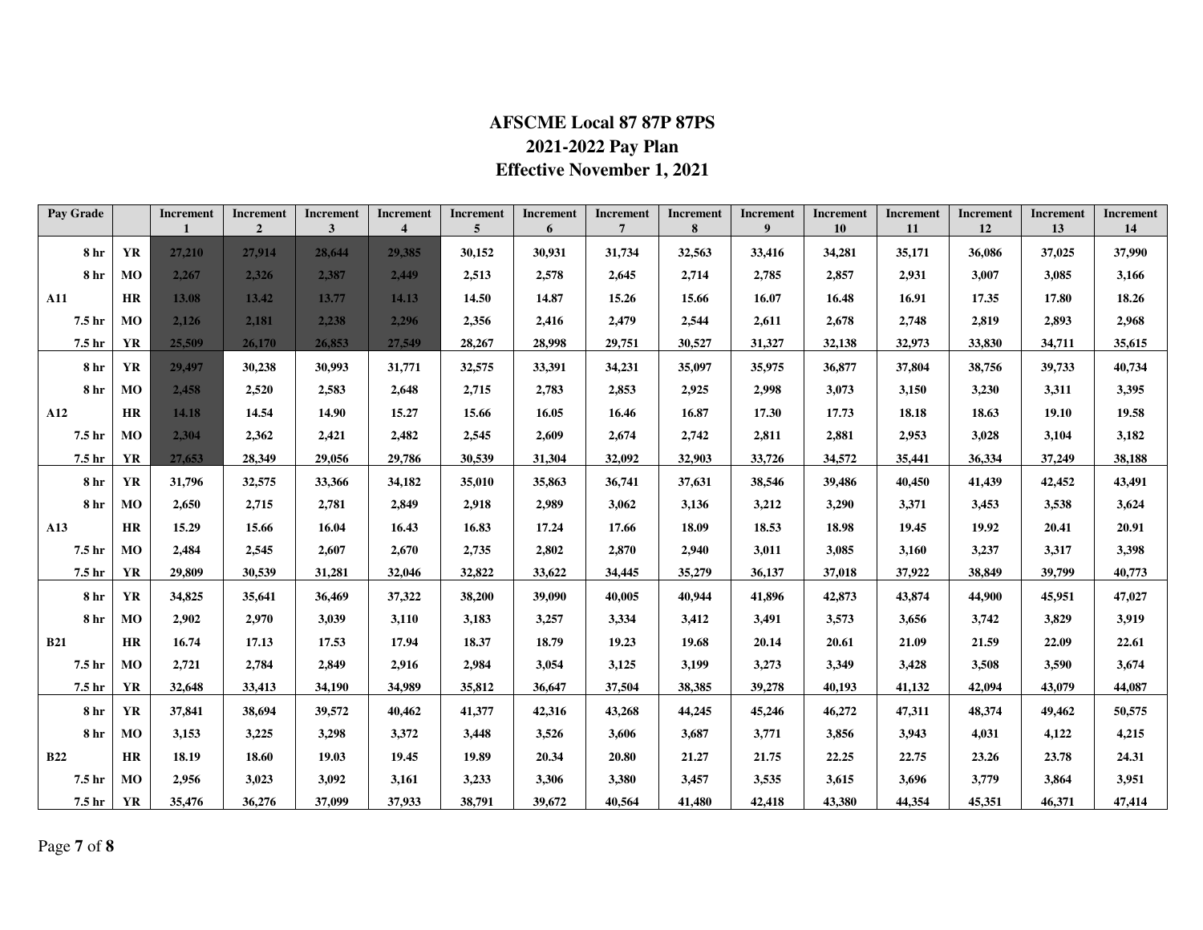# AFSCME Local 87 87P 87PS
## 2021-2022 Pay Plan
## Effective November 1, 2021

| Pay Grade | | Increment 1 | Increment 2 | Increment 3 | Increment 4 | Increment 5 | Increment 6 | Increment 7 | Increment 8 | Increment 9 | Increment 10 | Increment 11 | Increment 12 | Increment 13 | Increment 14 |
|---|---|---|---|---|---|---|---|---|---|---|---|---|---|---|---|
| 8 hr | YR | 27,210 | 27,914 | 28,644 | 29,385 | 30,152 | 30,931 | 31,734 | 32,563 | 33,416 | 34,281 | 35,171 | 36,086 | 37,025 | 37,990 |
| 8 hr | MO | 2,267 | 2,326 | 2,387 | 2,449 | 2,513 | 2,578 | 2,645 | 2,714 | 2,785 | 2,857 | 2,931 | 3,007 | 3,085 | 3,166 |
| A11 | HR | 13.08 | 13.42 | 13.77 | 14.13 | 14.50 | 14.87 | 15.26 | 15.66 | 16.07 | 16.48 | 16.91 | 17.35 | 17.80 | 18.26 |
| 7.5 hr | MO | 2,126 | 2,181 | 2,238 | 2,296 | 2,356 | 2,416 | 2,479 | 2,544 | 2,611 | 2,678 | 2,748 | 2,819 | 2,893 | 2,968 |
| 7.5 hr | YR | 25,509 | 26,170 | 26,853 | 27,549 | 28,267 | 28,998 | 29,751 | 30,527 | 31,327 | 32,138 | 32,973 | 33,830 | 34,711 | 35,615 |
| 8 hr | YR | 29,497 | 30,238 | 30,993 | 31,771 | 32,575 | 33,391 | 34,231 | 35,097 | 35,975 | 36,877 | 37,804 | 38,756 | 39,733 | 40,734 |
| 8 hr | MO | 2,458 | 2,520 | 2,583 | 2,648 | 2,715 | 2,783 | 2,853 | 2,925 | 2,998 | 3,073 | 3,150 | 3,230 | 3,311 | 3,395 |
| A12 | HR | 14.18 | 14.54 | 14.90 | 15.27 | 15.66 | 16.05 | 16.46 | 16.87 | 17.30 | 17.73 | 18.18 | 18.63 | 19.10 | 19.58 |
| 7.5 hr | MO | 2,304 | 2,362 | 2,421 | 2,482 | 2,545 | 2,609 | 2,674 | 2,742 | 2,811 | 2,881 | 2,953 | 3,028 | 3,104 | 3,182 |
| 7.5 hr | YR | 27,653 | 28,349 | 29,056 | 29,786 | 30,539 | 31,304 | 32,092 | 32,903 | 33,726 | 34,572 | 35,441 | 36,334 | 37,249 | 38,188 |
| 8 hr | YR | 31,796 | 32,575 | 33,366 | 34,182 | 35,010 | 35,863 | 36,741 | 37,631 | 38,546 | 39,486 | 40,450 | 41,439 | 42,452 | 43,491 |
| 8 hr | MO | 2,650 | 2,715 | 2,781 | 2,849 | 2,918 | 2,989 | 3,062 | 3,136 | 3,212 | 3,290 | 3,371 | 3,453 | 3,538 | 3,624 |
| A13 | HR | 15.29 | 15.66 | 16.04 | 16.43 | 16.83 | 17.24 | 17.66 | 18.09 | 18.53 | 18.98 | 19.45 | 19.92 | 20.41 | 20.91 |
| 7.5 hr | MO | 2,484 | 2,545 | 2,607 | 2,670 | 2,735 | 2,802 | 2,870 | 2,940 | 3,011 | 3,085 | 3,160 | 3,237 | 3,317 | 3,398 |
| 7.5 hr | YR | 29,809 | 30,539 | 31,281 | 32,046 | 32,822 | 33,622 | 34,445 | 35,279 | 36,137 | 37,018 | 37,922 | 38,849 | 39,799 | 40,773 |
| 8 hr | YR | 34,825 | 35,641 | 36,469 | 37,322 | 38,200 | 39,090 | 40,005 | 40,944 | 41,896 | 42,873 | 43,874 | 44,900 | 45,951 | 47,027 |
| 8 hr | MO | 2,902 | 2,970 | 3,039 | 3,110 | 3,183 | 3,257 | 3,334 | 3,412 | 3,491 | 3,573 | 3,656 | 3,742 | 3,829 | 3,919 |
| B21 | HR | 16.74 | 17.13 | 17.53 | 17.94 | 18.37 | 18.79 | 19.23 | 19.68 | 20.14 | 20.61 | 21.09 | 21.59 | 22.09 | 22.61 |
| 7.5 hr | MO | 2,721 | 2,784 | 2,849 | 2,916 | 2,984 | 3,054 | 3,125 | 3,199 | 3,273 | 3,349 | 3,428 | 3,508 | 3,590 | 3,674 |
| 7.5 hr | YR | 32,648 | 33,413 | 34,190 | 34,989 | 35,812 | 36,647 | 37,504 | 38,385 | 39,278 | 40,193 | 41,132 | 42,094 | 43,079 | 44,087 |
| 8 hr | YR | 37,841 | 38,694 | 39,572 | 40,462 | 41,377 | 42,316 | 43,268 | 44,245 | 45,246 | 46,272 | 47,311 | 48,374 | 49,462 | 50,575 |
| 8 hr | MO | 3,153 | 3,225 | 3,298 | 3,372 | 3,448 | 3,526 | 3,606 | 3,687 | 3,771 | 3,856 | 3,943 | 4,031 | 4,122 | 4,215 |
| B22 | HR | 18.19 | 18.60 | 19.03 | 19.45 | 19.89 | 20.34 | 20.80 | 21.27 | 21.75 | 22.25 | 22.75 | 23.26 | 23.78 | 24.31 |
| 7.5 hr | MO | 2,956 | 3,023 | 3,092 | 3,161 | 3,233 | 3,306 | 3,380 | 3,457 | 3,535 | 3,615 | 3,696 | 3,779 | 3,864 | 3,951 |
| 7.5 hr | YR | 35,476 | 36,276 | 37,099 | 37,933 | 38,791 | 39,672 | 40,564 | 41,480 | 42,418 | 43,380 | 44,354 | 45,351 | 46,371 | 47,414 |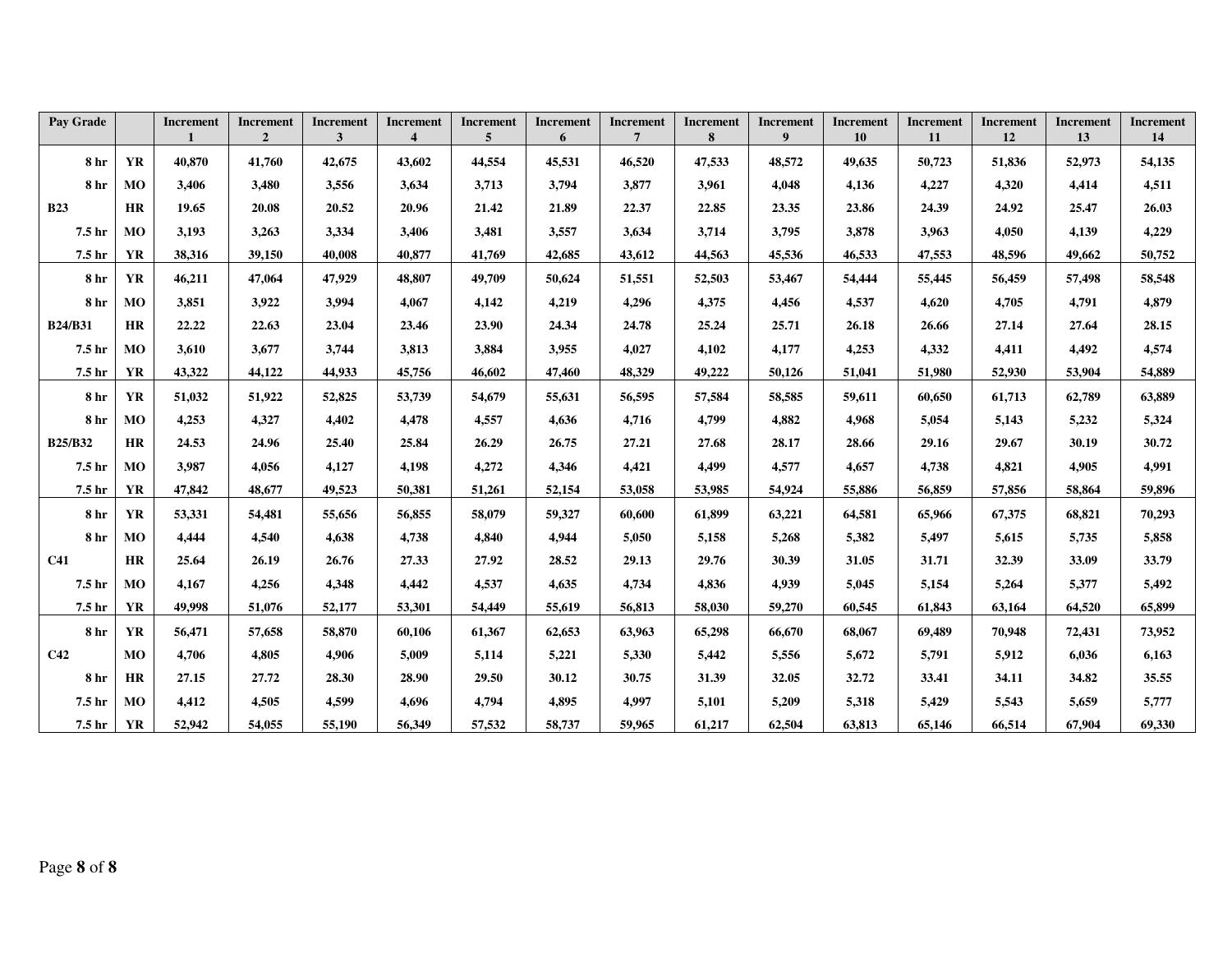| Pay Grade | | Increment 1 | Increment 2 | Increment 3 | Increment 4 | Increment 5 | Increment 6 | Increment 7 | Increment 8 | Increment 9 | Increment 10 | Increment 11 | Increment 12 | Increment 13 | Increment 14 |
|---|---|---|---|---|---|---|---|---|---|---|---|---|---|---|---|
| 8 hr | YR | 40,870 | 41,760 | 42,675 | 43,602 | 44,554 | 45,531 | 46,520 | 47,533 | 48,572 | 49,635 | 50,723 | 51,836 | 52,973 | 54,135 |
| 8 hr | MO | 3,406 | 3,480 | 3,556 | 3,634 | 3,713 | 3,794 | 3,877 | 3,961 | 4,048 | 4,136 | 4,227 | 4,320 | 4,414 | 4,511 |
| B23 | HR | 19.65 | 20.08 | 20.52 | 20.96 | 21.42 | 21.89 | 22.37 | 22.85 | 23.35 | 23.86 | 24.39 | 24.92 | 25.47 | 26.03 |
| 7.5 hr | MO | 3,193 | 3,263 | 3,334 | 3,406 | 3,481 | 3,557 | 3,634 | 3,714 | 3,795 | 3,878 | 3,963 | 4,050 | 4,139 | 4,229 |
| 7.5 hr | YR | 38,316 | 39,150 | 40,008 | 40,877 | 41,769 | 42,685 | 43,612 | 44,563 | 45,536 | 46,533 | 47,553 | 48,596 | 49,662 | 50,752 |
| 8 hr | YR | 46,211 | 47,064 | 47,929 | 48,807 | 49,709 | 50,624 | 51,551 | 52,503 | 53,467 | 54,444 | 55,445 | 56,459 | 57,498 | 58,548 |
| 8 hr | MO | 3,851 | 3,922 | 3,994 | 4,067 | 4,142 | 4,219 | 4,296 | 4,375 | 4,456 | 4,537 | 4,620 | 4,705 | 4,791 | 4,879 |
| B24/B31 | HR | 22.22 | 22.63 | 23.04 | 23.46 | 23.90 | 24.34 | 24.78 | 25.24 | 25.71 | 26.18 | 26.66 | 27.14 | 27.64 | 28.15 |
| 7.5 hr | MO | 3,610 | 3,677 | 3,744 | 3,813 | 3,884 | 3,955 | 4,027 | 4,102 | 4,177 | 4,253 | 4,332 | 4,411 | 4,492 | 4,574 |
| 7.5 hr | YR | 43,322 | 44,122 | 44,933 | 45,756 | 46,602 | 47,460 | 48,329 | 49,222 | 50,126 | 51,041 | 51,980 | 52,930 | 53,904 | 54,889 |
| 8 hr | YR | 51,032 | 51,922 | 52,825 | 53,739 | 54,679 | 55,631 | 56,595 | 57,584 | 58,585 | 59,611 | 60,650 | 61,713 | 62,789 | 63,889 |
| 8 hr | MO | 4,253 | 4,327 | 4,402 | 4,478 | 4,557 | 4,636 | 4,716 | 4,799 | 4,882 | 4,968 | 5,054 | 5,143 | 5,232 | 5,324 |
| B25/B32 | HR | 24.53 | 24.96 | 25.40 | 25.84 | 26.29 | 26.75 | 27.21 | 27.68 | 28.17 | 28.66 | 29.16 | 29.67 | 30.19 | 30.72 |
| 7.5 hr | MO | 3,987 | 4,056 | 4,127 | 4,198 | 4,272 | 4,346 | 4,421 | 4,499 | 4,577 | 4,657 | 4,738 | 4,821 | 4,905 | 4,991 |
| 7.5 hr | YR | 47,842 | 48,677 | 49,523 | 50,381 | 51,261 | 52,154 | 53,058 | 53,985 | 54,924 | 55,886 | 56,859 | 57,856 | 58,864 | 59,896 |
| 8 hr | YR | 53,331 | 54,481 | 55,656 | 56,855 | 58,079 | 59,327 | 60,600 | 61,899 | 63,221 | 64,581 | 65,966 | 67,375 | 68,821 | 70,293 |
| 8 hr | MO | 4,444 | 4,540 | 4,638 | 4,738 | 4,840 | 4,944 | 5,050 | 5,158 | 5,268 | 5,382 | 5,497 | 5,615 | 5,735 | 5,858 |
| C41 | HR | 25.64 | 26.19 | 26.76 | 27.33 | 27.92 | 28.52 | 29.13 | 29.76 | 30.39 | 31.05 | 31.71 | 32.39 | 33.09 | 33.79 |
| 7.5 hr | MO | 4,167 | 4,256 | 4,348 | 4,442 | 4,537 | 4,635 | 4,734 | 4,836 | 4,939 | 5,045 | 5,154 | 5,264 | 5,377 | 5,492 |
| 7.5 hr | YR | 49,998 | 51,076 | 52,177 | 53,301 | 54,449 | 55,619 | 56,813 | 58,030 | 59,270 | 60,545 | 61,843 | 63,164 | 64,520 | 65,899 |
| 8 hr | YR | 56,471 | 57,658 | 58,870 | 60,106 | 61,367 | 62,653 | 63,963 | 65,298 | 66,670 | 68,067 | 69,489 | 70,948 | 72,431 | 73,952 |
| C42 | MO | 4,706 | 4,805 | 4,906 | 5,009 | 5,114 | 5,221 | 5,330 | 5,442 | 5,556 | 5,672 | 5,791 | 5,912 | 6,036 | 6,163 |
| 8 hr | HR | 27.15 | 27.72 | 28.30 | 28.90 | 29.50 | 30.12 | 30.75 | 31.39 | 32.05 | 32.72 | 33.41 | 34.11 | 34.82 | 35.55 |
| 7.5 hr | MO | 4,412 | 4,505 | 4,599 | 4,696 | 4,794 | 4,895 | 4,997 | 5,101 | 5,209 | 5,318 | 5,429 | 5,543 | 5,659 | 5,777 |
| 7.5 hr | YR | 52,942 | 54,055 | 55,190 | 56,349 | 57,532 | 58,737 | 59,965 | 61,217 | 62,504 | 63,813 | 65,146 | 66,514 | 67,904 | 69,330 |